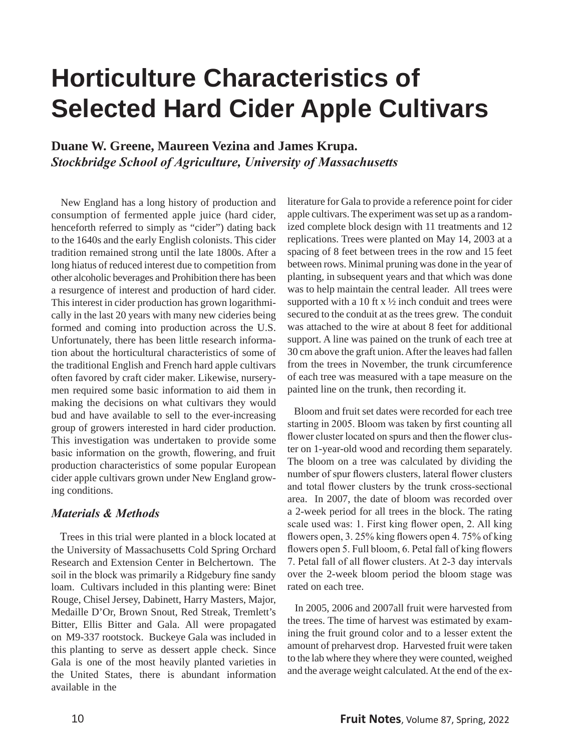# Horticulture Characteristics of Selected Hard Cider Apple Cultivars

**Duane W. Greene, Maureen Vezina and James Krupa.**
***Stockbridge School of Agriculture, University of Massachusetts***

New England has a long history of production and consumption of fermented apple juice (hard cider, henceforth referred to simply as "cider") dating back to the 1640s and the early English colonists. This cider tradition remained strong until the late 1800s. After a long hiatus of reduced interest due to competition from other alcoholic beverages and Prohibition there has been a resurgence of interest and production of hard cider. This interest in cider production has grown logarithmically in the last 20 years with many new cideries being formed and coming into production across the U.S. Unfortunately, there has been little research information about the horticultural characteristics of some of the traditional English and French hard apple cultivars often favored by craft cider maker. Likewise, nurserymen required some basic information to aid them in making the decisions on what cultivars they would bud and have available to sell to the ever-increasing group of growers interested in hard cider production. This investigation was undertaken to provide some basic information on the growth, flowering, and fruit production characteristics of some popular European cider apple cultivars grown under New England growing conditions.

## *Materials & Methods*

Trees in this trial were planted in a block located at the University of Massachusetts Cold Spring Orchard Research and Extension Center in Belchertown. The soil in the block was primarily a Ridgebury fine sandy loam. Cultivars included in this planting were: Binet Rouge, Chisel Jersey, Dabinett, Harry Masters, Major, Medaille D'Or, Brown Snout, Red Streak, Tremlett's Bitter, Ellis Bitter and Gala. All were propagated on M9-337 rootstock. Buckeye Gala was included in this planting to serve as dessert apple check. Since Gala is one of the most heavily planted varieties in the United States, there is abundant information available in the literature for Gala to provide a reference point for cider apple cultivars. The experiment was set up as a randomized complete block design with 11 treatments and 12 replications. Trees were planted on May 14, 2003 at a spacing of 8 feet between trees in the row and 15 feet between rows. Minimal pruning was done in the year of planting, in subsequent years and that which was done was to help maintain the central leader. All trees were supported with a 10 ft x ½ inch conduit and trees were secured to the conduit at as the trees grew. The conduit was attached to the wire at about 8 feet for additional support. A line was pained on the trunk of each tree at 30 cm above the graft union. After the leaves had fallen from the trees in November, the trunk circumference of each tree was measured with a tape measure on the painted line on the trunk, then recording it.

Bloom and fruit set dates were recorded for each tree starting in 2005. Bloom was taken by first counting all flower cluster located on spurs and then the flower cluster on 1-year-old wood and recording them separately. The bloom on a tree was calculated by dividing the number of spur flowers clusters, lateral flower clusters and total flower clusters by the trunk cross-sectional area. In 2007, the date of bloom was recorded over a 2-week period for all trees in the block. The rating scale used was: 1. First king flower open, 2. All king flowers open, 3. 25% king flowers open 4. 75% of king flowers open 5. Full bloom, 6. Petal fall of king flowers 7. Petal fall of all flower clusters. At 2-3 day intervals over the 2-week bloom period the bloom stage was rated on each tree.

In 2005, 2006 and 2007all fruit were harvested from the trees. The time of harvest was estimated by examining the fruit ground color and to a lesser extent the amount of preharvest drop. Harvested fruit were taken to the lab where they where they were counted, weighed and the average weight calculated. At the end of the ex-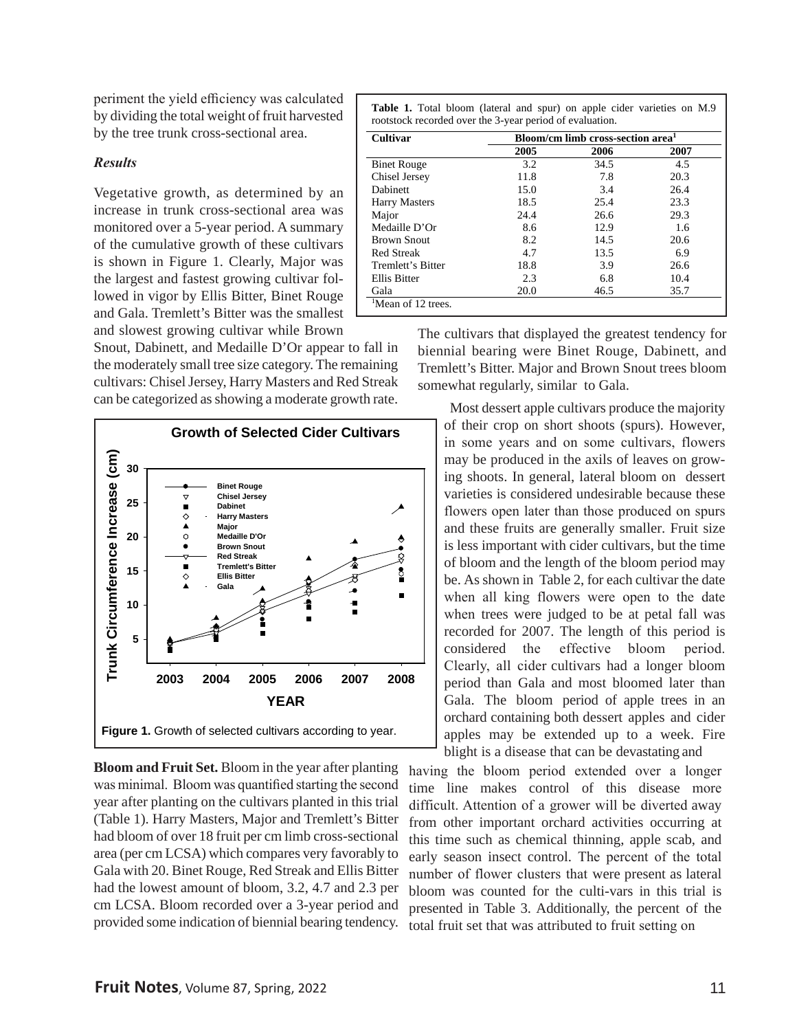periment the yield efficiency was calculated by dividing the total weight of fruit harvested by the tree trunk cross-sectional area.

### *Results*

Vegetative growth, as determined by an increase in trunk cross-sectional area was monitored over a 5-year period. A summary of the cumulative growth of these cultivars is shown in Figure 1. Clearly, Major was the largest and fastest growing cultivar followed in vigor by Ellis Bitter, Binet Rouge and Gala. Tremlett's Bitter was the smallest and slowest growing cultivar while Brown Snout, Dabinett, and Medaille D'Or appear to fall in the moderately small tree size category. The remaining cultivars: Chisel Jersey, Harry Masters and Red Streak can be categorized as showing a moderate growth rate.

**Table 1.** Total bloom (lateral and spur) on apple cider varieties on M.9 rootstock recorded over the 3-year period of evaluation.

| Cultivar | Bloom/cm limb cross-section area[1] | | |
|---|---|---|---|
| | 2005 | 2006 | 2007 |
| Binet Rouge | 3.2 | 34.5 | 4.5 |
| Chisel Jersey | 11.8 | 7.8 | 20.3 |
| Dabinett | 15.0 | 3.4 | 26.4 |
| Harry Masters | 18.5 | 25.4 | 23.3 |
| Major | 24.4 | 26.6 | 29.3 |
| Medaille D'Or | 8.6 | 12.9 | 1.6 |
| Brown Snout | 8.2 | 14.5 | 20.6 |
| Red Streak | 4.7 | 13.5 | 6.9 |
| Tremlett's Bitter | 18.8 | 3.9 | 26.6 |
| Ellis Bitter | 2.3 | 6.8 | 10.4 |
| Gala | 20.0 | 46.5 | 35.7 |

[1]Mean of 12 trees.

The cultivars that displayed the greatest tendency for biennial bearing were Binet Rouge, Dabinett, and Tremlett's Bitter. Major and Brown Snout trees bloom somewhat regularly, similar to Gala.

**Figure 1.** Growth of selected cultivars according to year.

**Bloom and Fruit Set.** Bloom in the year after planting was minimal. Bloom was quantified starting the second year after planting on the cultivars planted in this trial (Table 1). Harry Masters, Major and Tremlett's Bitter had bloom of over 18 fruit per cm limb cross-sectional area (per cm LCSA) which compares very favorably to Gala with 20. Binet Rouge, Red Streak and Ellis Bitter had the lowest amount of bloom, 3.2, 4.7 and 2.3 per cm LCSA. Bloom recorded over a 3-year period and provided some indication of biennial bearing tendency.

Most dessert apple cultivars produce the majority of their crop on short shoots (spurs). However, in some years and on some cultivars, flowers may be produced in the axils of leaves on growing shoots. In general, lateral bloom on dessert varieties is considered undesirable because these flowers open later than those produced on spurs and these fruits are generally smaller. Fruit size is less important with cider cultivars, but the time of bloom and the length of the bloom period may be. As shown in Table 2, for each cultivar the date when all king flowers were open to the date when trees were judged to be at petal fall was recorded for 2007. The length of this period is considered the effective bloom period. Clearly, all cider cultivars had a longer bloom period than Gala and most bloomed later than Gala. The bloom period of apple trees in an orchard containing both dessert apples and cider apples may be extended up to a week. Fire blight is a disease that can be devastating and having the bloom period extended over a longer time line makes control of this disease more difficult. Attention of a grower will be diverted away from other important orchard activities occurring at this time such as chemical thinning, apple scab, and early season insect control. The percent of the total number of flower clusters that were present as lateral bloom was counted for the culti-vars in this trial is presented in Table 3. Additionally, the percent of the total fruit set that was attributed to fruit setting on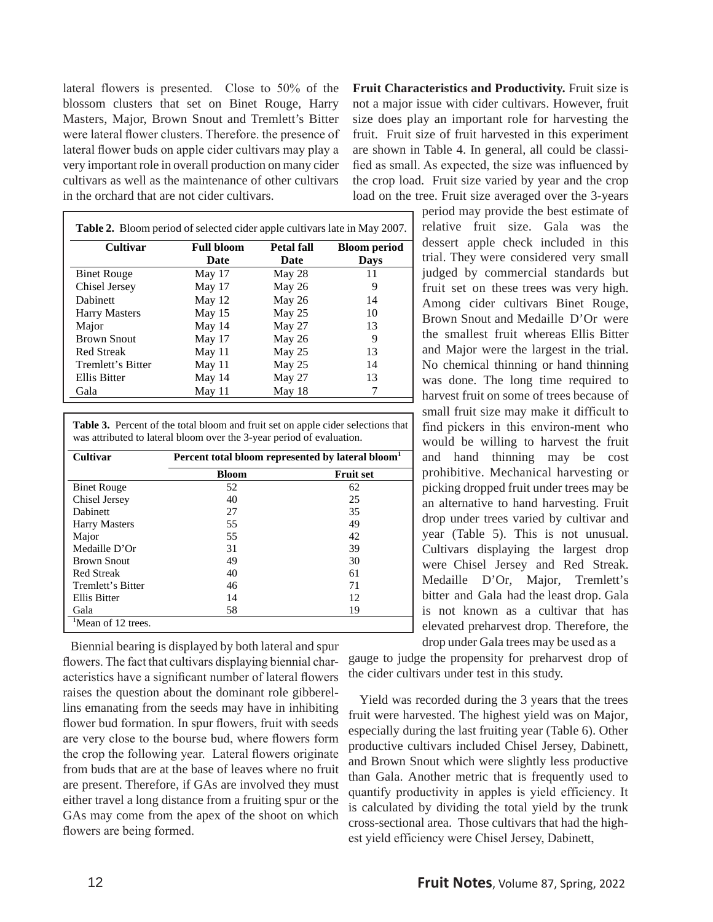lateral flowers is presented. Close to 50% of the blossom clusters that set on Binet Rouge, Harry Masters, Major, Brown Snout and Tremlett's Bitter were lateral flower clusters. Therefore. the presence of lateral flower buds on apple cider cultivars may play a very important role in overall production on many cider cultivars as well as the maintenance of other cultivars in the orchard that are not cider cultivars.

**Table 2.** Bloom period of selected cider apple cultivars late in May 2007.

| Cultivar | Full bloom Date | Petal fall Date | Bloom period Days |
|---|---|---|---|
| Binet Rouge | May 17 | May 28 | 11 |
| Chisel Jersey | May 17 | May 26 | 9 |
| Dabinett | May 12 | May 26 | 14 |
| Harry Masters | May 15 | May 25 | 10 |
| Major | May 14 | May 27 | 13 |
| Brown Snout | May 17 | May 26 | 9 |
| Red Streak | May 11 | May 25 | 13 |
| Tremlett's Bitter | May 11 | May 25 | 14 |
| Ellis Bitter | May 14 | May 27 | 13 |
| Gala | May 11 | May 18 | 7 |

**Table 3.** Percent of the total bloom and fruit set on apple cider selections that was attributed to lateral bloom over the 3-year period of evaluation.

| Cultivar | Percent total bloom represented by lateral bloom[1] | |
|---|---|---|
| | Bloom | Fruit set |
| Binet Rouge | 52 | 62 |
| Chisel Jersey | 40 | 25 |
| Dabinett | 27 | 35 |
| Harry Masters | 55 | 49 |
| Major | 55 | 42 |
| Medaille D'Or | 31 | 39 |
| Brown Snout | 49 | 30 |
| Red Streak | 40 | 61 |
| Tremlett's Bitter | 46 | 71 |
| Ellis Bitter | 14 | 12 |
| Gala | 58 | 19 |

[1]Mean of 12 trees.

Biennial bearing is displayed by both lateral and spur flowers. The fact that cultivars displaying biennial characteristics have a significant number of lateral flowers raises the question about the dominant role gibberellins emanating from the seeds may have in inhibiting flower bud formation. In spur flowers, fruit with seeds are very close to the bourse bud, where flowers form the crop the following year. Lateral flowers originate from buds that are at the base of leaves where no fruit are present. Therefore, if GAs are involved they must either travel a long distance from a fruiting spur or the GAs may come from the apex of the shoot on which flowers are being formed.

**Fruit Characteristics and Productivity.** Fruit size is not a major issue with cider cultivars. However, fruit size does play an important role for harvesting the fruit. Fruit size of fruit harvested in this experiment are shown in Table 4. In general, all could be classified as small. As expected, the size was influenced by the crop load. Fruit size varied by year and the crop load on the tree. Fruit size averaged over the 3-years period may provide the best estimate of relative fruit size. Gala was the dessert apple check included in this trial. They were considered very small judged by commercial standards but fruit set on these trees was very high. Among cider cultivars Binet Rouge, Brown Snout and Medaille D'Or were the smallest fruit whereas Ellis Bitter and Major were the largest in the trial. No chemical thinning or hand thinning was done. The long time required to harvest fruit on some of trees because of small fruit size may make it difficult to find pickers in this environ-ment who would be willing to harvest the fruit and hand thinning may be cost prohibitive. Mechanical harvesting or picking dropped fruit under trees may be an alternative to hand harvesting. Fruit drop under trees varied by cultivar and year (Table 5). This is not unusual. Cultivars displaying the largest drop were Chisel Jersey and Red Streak. Medaille D'Or, Major, Tremlett's bitter and Gala had the least drop. Gala is not known as a cultivar that has elevated preharvest drop. Therefore, the drop under Gala trees may be used as a gauge to judge the propensity for preharvest drop of the cider cultivars under test in this study.

Yield was recorded during the 3 years that the trees fruit were harvested. The highest yield was on Major, especially during the last fruiting year (Table 6). Other productive cultivars included Chisel Jersey, Dabinett, and Brown Snout which were slightly less productive than Gala. Another metric that is frequently used to quantify productivity in apples is yield efficiency. It is calculated by dividing the total yield by the trunk cross-sectional area. Those cultivars that had the highest yield efficiency were Chisel Jersey, Dabinett,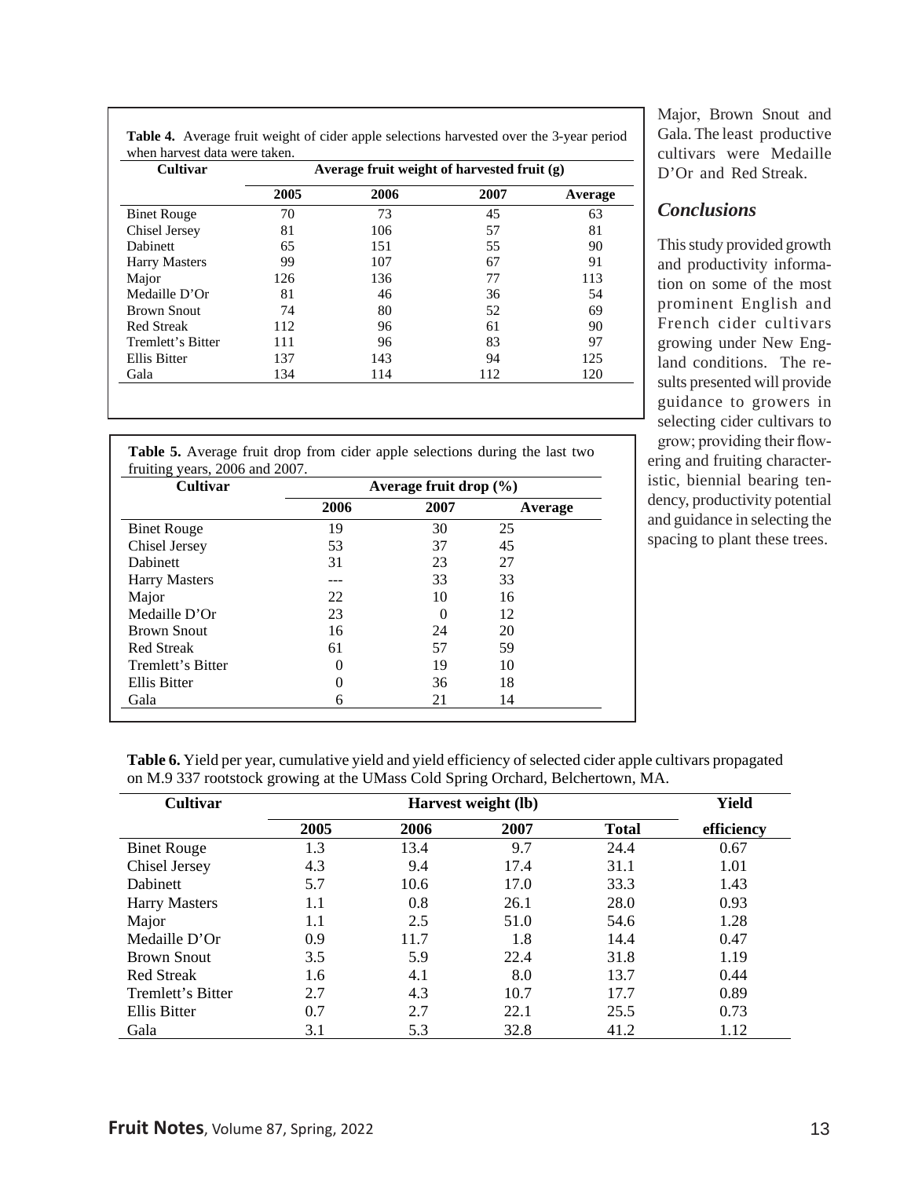**Table 4.** Average fruit weight of cider apple selections harvested over the 3-year period when harvest data were taken.

| Cultivar | Average fruit weight of harvested fruit (g) | | | |
|---|---|---|---|---|
| | 2005 | 2006 | 2007 | Average |
| Binet Rouge | 70 | 73 | 45 | 63 |
| Chisel Jersey | 81 | 106 | 57 | 81 |
| Dabinett | 65 | 151 | 55 | 90 |
| Harry Masters | 99 | 107 | 67 | 91 |
| Major | 126 | 136 | 77 | 113 |
| Medaille D'Or | 81 | 46 | 36 | 54 |
| Brown Snout | 74 | 80 | 52 | 69 |
| Red Streak | 112 | 96 | 61 | 90 |
| Tremlett's Bitter | 111 | 96 | 83 | 97 |
| Ellis Bitter | 137 | 143 | 94 | 125 |
| Gala | 134 | 114 | 112 | 120 |

**Table 5.** Average fruit drop from cider apple selections during the last two fruiting years, 2006 and 2007.

| Cultivar | Average fruit drop (%) | | |
|---|---|---|---|
| | 2006 | 2007 | Average |
| Binet Rouge | 19 | 30 | 25 |
| Chisel Jersey | 53 | 37 | 45 |
| Dabinett | 31 | 23 | 27 |
| Harry Masters | --- | 33 | 33 |
| Major | 22 | 10 | 16 |
| Medaille D'Or | 23 | 0 | 12 |
| Brown Snout | 16 | 24 | 20 |
| Red Streak | 61 | 57 | 59 |
| Tremlett's Bitter | 0 | 19 | 10 |
| Ellis Bitter | 0 | 36 | 18 |
| Gala | 6 | 21 | 14 |

Major, Brown Snout and Gala. The least productive cultivars were Medaille D'Or and Red Streak.

## *Conclusions*

This study provided growth and productivity information on some of the most prominent English and French cider cultivars growing under New England conditions. The results presented will provide guidance to growers in selecting cider cultivars to grow; providing their flowering and fruiting characteristic, biennial bearing tendency, productivity potential and guidance in selecting the spacing to plant these trees.

**Table 6.** Yield per year, cumulative yield and yield efficiency of selected cider apple cultivars propagated on M.9 337 rootstock growing at the UMass Cold Spring Orchard, Belchertown, MA.

| Cultivar | Harvest weight (lb) | | | | Yield |
|---|---|---|---|---|---|
| | 2005 | 2006 | 2007 | Total | efficiency |
| Binet Rouge | 1.3 | 13.4 | 9.7 | 24.4 | 0.67 |
| Chisel Jersey | 4.3 | 9.4 | 17.4 | 31.1 | 1.01 |
| Dabinett | 5.7 | 10.6 | 17.0 | 33.3 | 1.43 |
| Harry Masters | 1.1 | 0.8 | 26.1 | 28.0 | 0.93 |
| Major | 1.1 | 2.5 | 51.0 | 54.6 | 1.28 |
| Medaille D'Or | 0.9 | 11.7 | 1.8 | 14.4 | 0.47 |
| Brown Snout | 3.5 | 5.9 | 22.4 | 31.8 | 1.19 |
| Red Streak | 1.6 | 4.1 | 8.0 | 13.7 | 0.44 |
| Tremlett's Bitter | 2.7 | 4.3 | 10.7 | 17.7 | 0.89 |
| Ellis Bitter | 0.7 | 2.7 | 22.1 | 25.5 | 0.73 |
| Gala | 3.1 | 5.3 | 32.8 | 41.2 | 1.12 |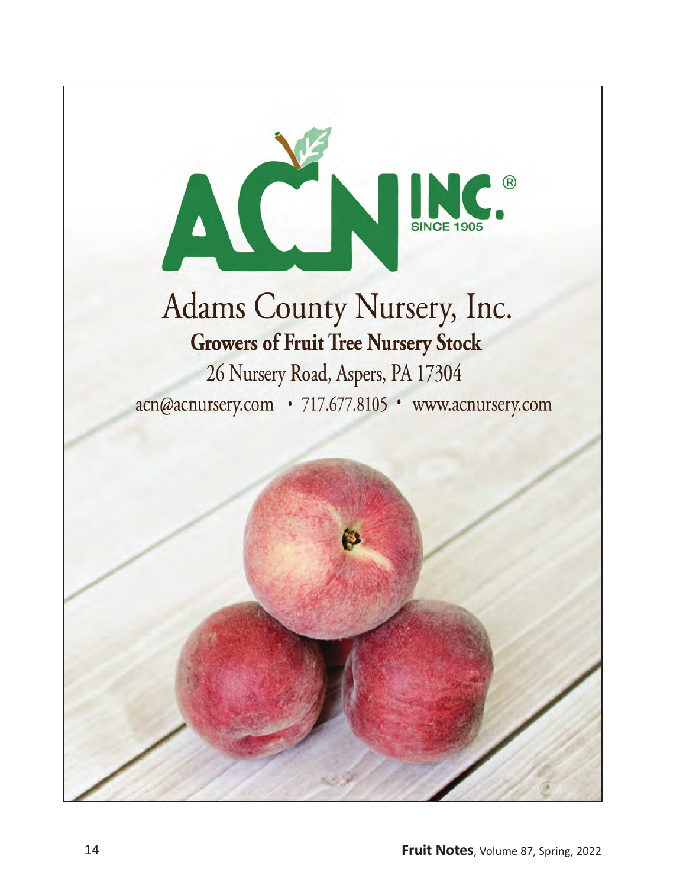ACN INC.® SINCE 1905

# Adams County Nursery, Inc.

**Growers of Fruit Tree Nursery Stock**

26 Nursery Road, Aspers, PA 17304

acn@acnursery.com • 717.677.8105 • www.acnursery.com